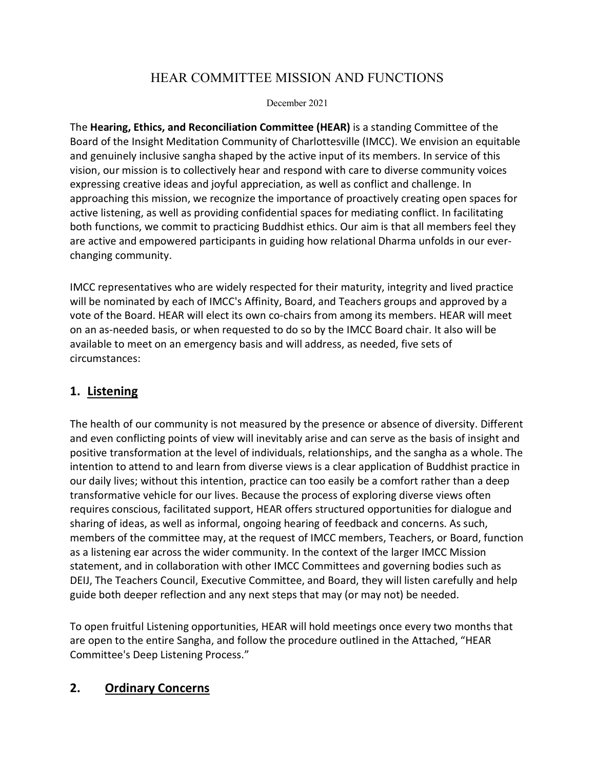# HEAR COMMITTEE MISSION AND FUNCTIONS

December 2021

The **Hearing, Ethics, and Reconciliation Committee (HEAR)** is a standing Committee of the Board of the Insight Meditation Community of Charlottesville (IMCC). We envision an equitable and genuinely inclusive sangha shaped by the active input of its members. In service of this vision, our mission is to collectively hear and respond with care to diverse community voices expressing creative ideas and joyful appreciation, as well as conflict and challenge. In approaching this mission, we recognize the importance of proactively creating open spaces for active listening, as well as providing confidential spaces for mediating conflict. In facilitating both functions, we commit to practicing Buddhist ethics. Our aim is that all members feel they are active and empowered participants in guiding how relational Dharma unfolds in our ever-changing community.

IMCC representatives who are widely respected for their maturity, integrity and lived practice will be nominated by each of IMCC's Affinity, Board, and Teachers groups and approved by a vote of the Board. HEAR will elect its own co-chairs from among its members. HEAR will meet on an as-needed basis, or when requested to do so by the IMCC Board chair. It also will be available to meet on an emergency basis and will address, as needed, five sets of circumstances:

## 1. Listening

The health of our community is not measured by the presence or absence of diversity. Different and even conflicting points of view will inevitably arise and can serve as the basis of insight and positive transformation at the level of individuals, relationships, and the sangha as a whole. The intention to attend to and learn from diverse views is a clear application of Buddhist practice in our daily lives; without this intention, practice can too easily be a comfort rather than a deep transformative vehicle for our lives. Because the process of exploring diverse views often requires conscious, facilitated support, HEAR offers structured opportunities for dialogue and sharing of ideas, as well as informal, ongoing hearing of feedback and concerns. As such, members of the committee may, at the request of IMCC members, Teachers, or Board, function as a listening ear across the wider community. In the context of the larger IMCC Mission statement, and in collaboration with other IMCC Committees and governing bodies such as DEIJ, The Teachers Council, Executive Committee, and Board, they will listen carefully and help guide both deeper reflection and any next steps that may (or may not) be needed.

To open fruitful Listening opportunities, HEAR will hold meetings once every two months that are open to the entire Sangha, and follow the procedure outlined in the Attached, "HEAR Committee's Deep Listening Process."

## 2. Ordinary Concerns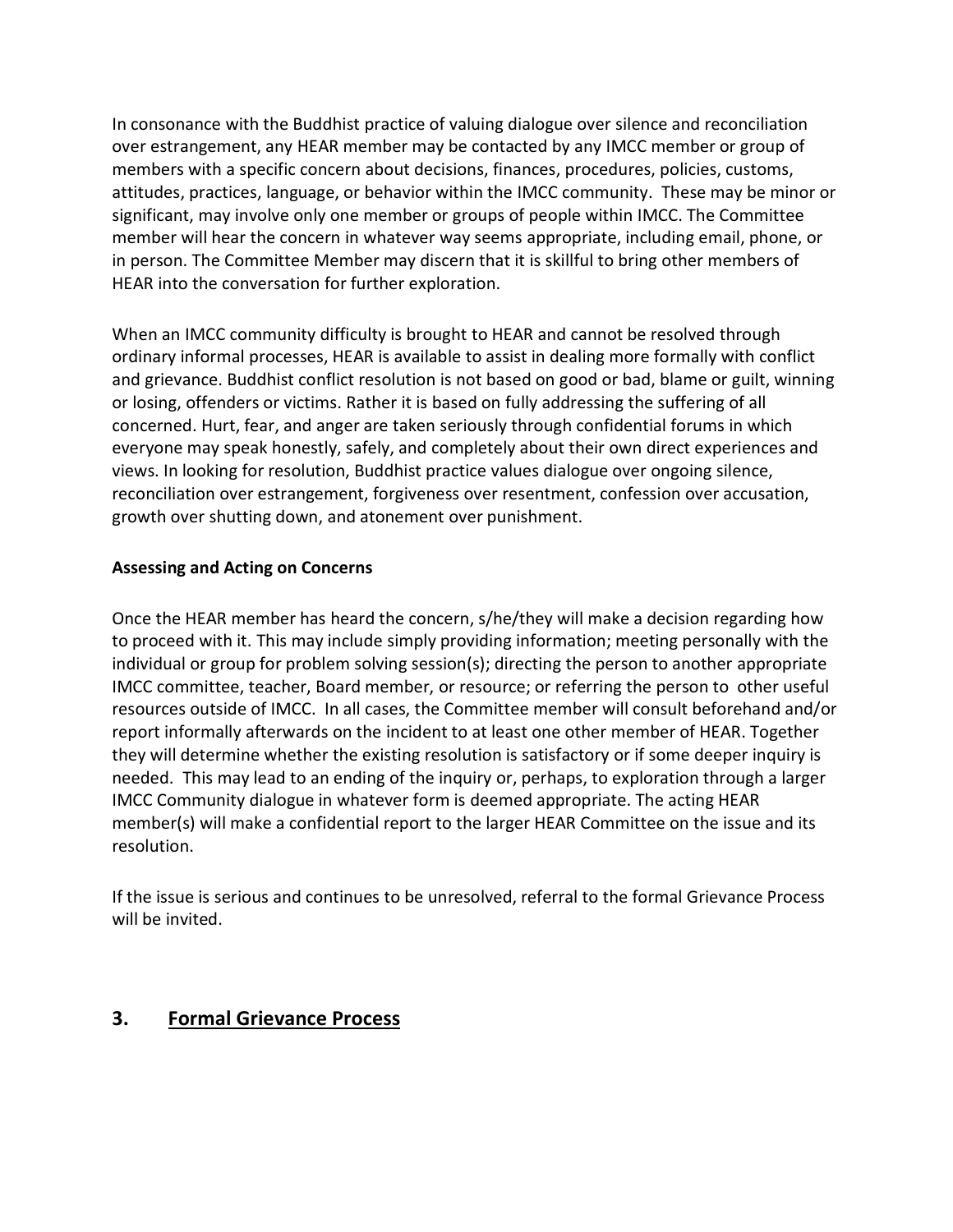In consonance with the Buddhist practice of valuing dialogue over silence and reconciliation over estrangement, any HEAR member may be contacted by any IMCC member or group of members with a specific concern about decisions, finances, procedures, policies, customs, attitudes, practices, language, or behavior within the IMCC community. These may be minor or significant, may involve only one member or groups of people within IMCC. The Committee member will hear the concern in whatever way seems appropriate, including email, phone, or in person. The Committee Member may discern that it is skillful to bring other members of HEAR into the conversation for further exploration.

When an IMCC community difficulty is brought to HEAR and cannot be resolved through ordinary informal processes, HEAR is available to assist in dealing more formally with conflict and grievance. Buddhist conflict resolution is not based on good or bad, blame or guilt, winning or losing, offenders or victims. Rather it is based on fully addressing the suffering of all concerned. Hurt, fear, and anger are taken seriously through confidential forums in which everyone may speak honestly, safely, and completely about their own direct experiences and views. In looking for resolution, Buddhist practice values dialogue over ongoing silence, reconciliation over estrangement, forgiveness over resentment, confession over accusation, growth over shutting down, and atonement over punishment.

**Assessing and Acting on Concerns**

Once the HEAR member has heard the concern, s/he/they will make a decision regarding how to proceed with it. This may include simply providing information; meeting personally with the individual or group for problem solving session(s); directing the person to another appropriate IMCC committee, teacher, Board member, or resource; or referring the person to other useful resources outside of IMCC. In all cases, the Committee member will consult beforehand and/or report informally afterwards on the incident to at least one other member of HEAR. Together they will determine whether the existing resolution is satisfactory or if some deeper inquiry is needed. This may lead to an ending of the inquiry or, perhaps, to exploration through a larger IMCC Community dialogue in whatever form is deemed appropriate. The acting HEAR member(s) will make a confidential report to the larger HEAR Committee on the issue and its resolution.

If the issue is serious and continues to be unresolved, referral to the formal Grievance Process will be invited.

## 3. Formal Grievance Process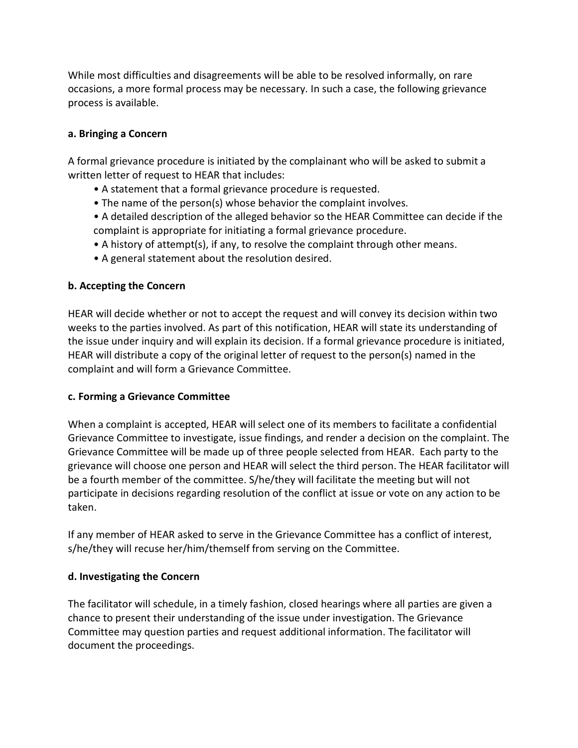While most difficulties and disagreements will be able to be resolved informally, on rare occasions, a more formal process may be necessary. In such a case, the following grievance process is available.

**a. Bringing a Concern**

A formal grievance procedure is initiated by the complainant who will be asked to submit a written letter of request to HEAR that includes:

- A statement that a formal grievance procedure is requested.
- The name of the person(s) whose behavior the complaint involves.
- A detailed description of the alleged behavior so the HEAR Committee can decide if the complaint is appropriate for initiating a formal grievance procedure.
- A history of attempt(s), if any, to resolve the complaint through other means.
- A general statement about the resolution desired.

**b. Accepting the Concern**

HEAR will decide whether or not to accept the request and will convey its decision within two weeks to the parties involved. As part of this notification, HEAR will state its understanding of the issue under inquiry and will explain its decision. If a formal grievance procedure is initiated, HEAR will distribute a copy of the original letter of request to the person(s) named in the complaint and will form a Grievance Committee.

**c. Forming a Grievance Committee**

When a complaint is accepted, HEAR will select one of its members to facilitate a confidential Grievance Committee to investigate, issue findings, and render a decision on the complaint. The Grievance Committee will be made up of three people selected from HEAR. Each party to the grievance will choose one person and HEAR will select the third person. The HEAR facilitator will be a fourth member of the committee. S/he/they will facilitate the meeting but will not participate in decisions regarding resolution of the conflict at issue or vote on any action to be taken.

If any member of HEAR asked to serve in the Grievance Committee has a conflict of interest, s/he/they will recuse her/him/themself from serving on the Committee.

**d. Investigating the Concern**

The facilitator will schedule, in a timely fashion, closed hearings where all parties are given a chance to present their understanding of the issue under investigation. The Grievance Committee may question parties and request additional information. The facilitator will document the proceedings.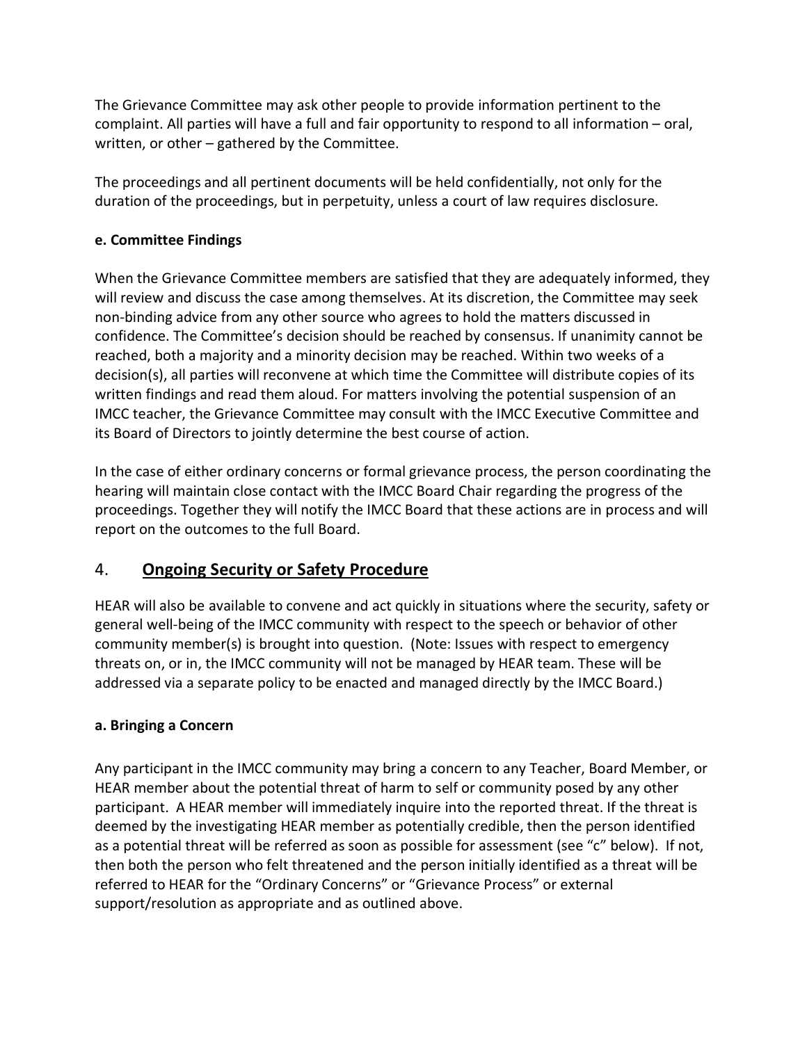The Grievance Committee may ask other people to provide information pertinent to the complaint. All parties will have a full and fair opportunity to respond to all information – oral, written, or other – gathered by the Committee.

The proceedings and all pertinent documents will be held confidentially, not only for the duration of the proceedings, but in perpetuity, unless a court of law requires disclosure.

**e. Committee Findings**

When the Grievance Committee members are satisfied that they are adequately informed, they will review and discuss the case among themselves. At its discretion, the Committee may seek non-binding advice from any other source who agrees to hold the matters discussed in confidence. The Committee's decision should be reached by consensus. If unanimity cannot be reached, both a majority and a minority decision may be reached. Within two weeks of a decision(s), all parties will reconvene at which time the Committee will distribute copies of its written findings and read them aloud. For matters involving the potential suspension of an IMCC teacher, the Grievance Committee may consult with the IMCC Executive Committee and its Board of Directors to jointly determine the best course of action.

In the case of either ordinary concerns or formal grievance process, the person coordinating the hearing will maintain close contact with the IMCC Board Chair regarding the progress of the proceedings. Together they will notify the IMCC Board that these actions are in process and will report on the outcomes to the full Board.

## 4. Ongoing Security or Safety Procedure

HEAR will also be available to convene and act quickly in situations where the security, safety or general well-being of the IMCC community with respect to the speech or behavior of other community member(s) is brought into question. (Note: Issues with respect to emergency threats on, or in, the IMCC community will not be managed by HEAR team. These will be addressed via a separate policy to be enacted and managed directly by the IMCC Board.)

**a. Bringing a Concern**

Any participant in the IMCC community may bring a concern to any Teacher, Board Member, or HEAR member about the potential threat of harm to self or community posed by any other participant. A HEAR member will immediately inquire into the reported threat. If the threat is deemed by the investigating HEAR member as potentially credible, then the person identified as a potential threat will be referred as soon as possible for assessment (see "c" below). If not, then both the person who felt threatened and the person initially identified as a threat will be referred to HEAR for the "Ordinary Concerns" or "Grievance Process" or external support/resolution as appropriate and as outlined above.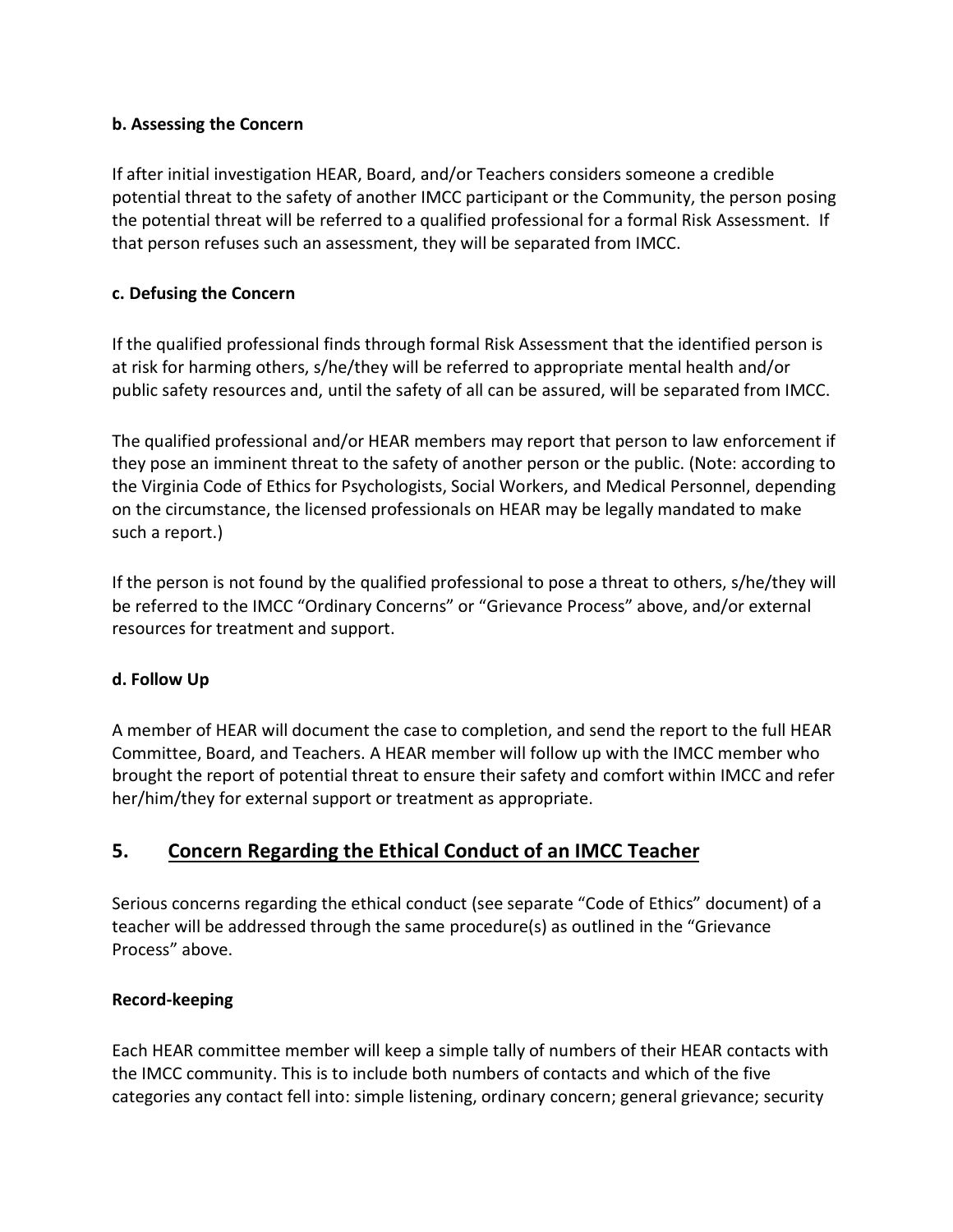**b. Assessing the Concern**

If after initial investigation HEAR, Board, and/or Teachers considers someone a credible potential threat to the safety of another IMCC participant or the Community, the person posing the potential threat will be referred to a qualified professional for a formal Risk Assessment. If that person refuses such an assessment, they will be separated from IMCC.

**c. Defusing the Concern**

If the qualified professional finds through formal Risk Assessment that the identified person is at risk for harming others, s/he/they will be referred to appropriate mental health and/or public safety resources and, until the safety of all can be assured, will be separated from IMCC.

The qualified professional and/or HEAR members may report that person to law enforcement if they pose an imminent threat to the safety of another person or the public. (Note: according to the Virginia Code of Ethics for Psychologists, Social Workers, and Medical Personnel, depending on the circumstance, the licensed professionals on HEAR may be legally mandated to make such a report.)

If the person is not found by the qualified professional to pose a threat to others, s/he/they will be referred to the IMCC "Ordinary Concerns" or "Grievance Process" above, and/or external resources for treatment and support.

**d. Follow Up**

A member of HEAR will document the case to completion, and send the report to the full HEAR Committee, Board, and Teachers. A HEAR member will follow up with the IMCC member who brought the report of potential threat to ensure their safety and comfort within IMCC and refer her/him/they for external support or treatment as appropriate.

## 5. Concern Regarding the Ethical Conduct of an IMCC Teacher

Serious concerns regarding the ethical conduct (see separate "Code of Ethics" document) of a teacher will be addressed through the same procedure(s) as outlined in the "Grievance Process" above.

**Record-keeping**

Each HEAR committee member will keep a simple tally of numbers of their HEAR contacts with the IMCC community. This is to include both numbers of contacts and which of the five categories any contact fell into: simple listening, ordinary concern; general grievance; security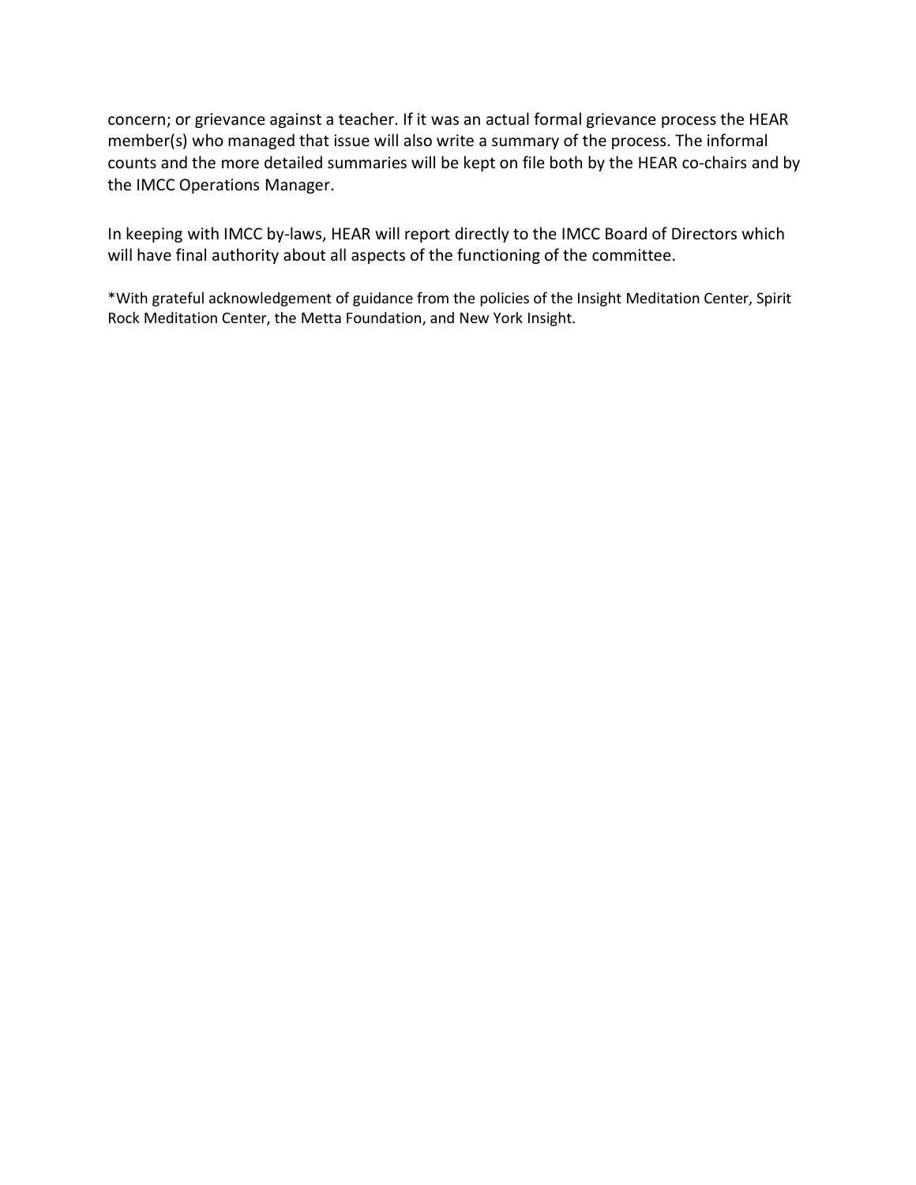concern; or grievance against a teacher. If it was an actual formal grievance process the HEAR member(s) who managed that issue will also write a summary of the process. The informal counts and the more detailed summaries will be kept on file both by the HEAR co-chairs and by the IMCC Operations Manager.

In keeping with IMCC by-laws, HEAR will report directly to the IMCC Board of Directors which will have final authority about all aspects of the functioning of the committee.

*With grateful acknowledgement of guidance from the policies of the Insight Meditation Center, Spirit Rock Meditation Center, the Metta Foundation, and New York Insight.